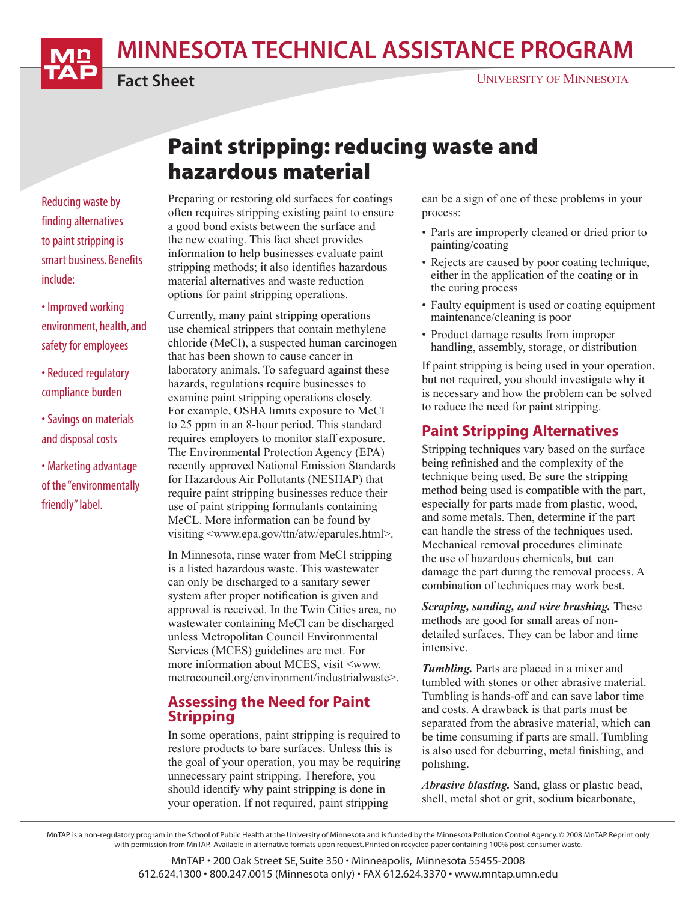# MINNESOTA TECHNICAL ASSISTANCE PROGRAM

**Fact Sheet**

UNIVERSITY OF MINNESOTA

# Paint stripping: reducing waste and hazardous material

Reducing waste by finding alternatives to paint stripping is smart business. Benefits include:

- Improved working environment, health, and safety for employees
- Reduced regulatory compliance burden
- Savings on materials and disposal costs
- Marketing advantage of the "environmentally friendly" label.

Preparing or restoring old surfaces for coatings often requires stripping existing paint to ensure a good bond exists between the surface and the new coating. This fact sheet provides information to help businesses evaluate paint stripping methods; it also identifies hazardous material alternatives and waste reduction options for paint stripping operations.

Currently, many paint stripping operations use chemical strippers that contain methylene chloride (MeCl), a suspected human carcinogen that has been shown to cause cancer in laboratory animals. To safeguard against these hazards, regulations require businesses to examine paint stripping operations closely. For example, OSHA limits exposure to MeCl to 25 ppm in an 8-hour period. This standard requires employers to monitor staff exposure. The Environmental Protection Agency (EPA) recently approved National Emission Standards for Hazardous Air Pollutants (NESHAP) that require paint stripping businesses reduce their use of paint stripping formulants containing MeCL. More information can be found by visiting <www.epa.gov/ttn/atw/eparules.html>.

In Minnesota, rinse water from MeCl stripping is a listed hazardous waste. This wastewater can only be discharged to a sanitary sewer system after proper notification is given and approval is received. In the Twin Cities area, no wastewater containing MeCl can be discharged unless Metropolitan Council Environmental Services (MCES) guidelines are met. For more information about MCES, visit <www.metrocouncil.org/environment/industrialwaste>.

## Assessing the Need for Paint Stripping

In some operations, paint stripping is required to restore products to bare surfaces. Unless this is the goal of your operation, you may be requiring unnecessary paint stripping. Therefore, you should identify why paint stripping is done in your operation. If not required, paint stripping can be a sign of one of these problems in your process:

- Parts are improperly cleaned or dried prior to painting/coating
- Rejects are caused by poor coating technique, either in the application of the coating or in the curing process
- Faulty equipment is used or coating equipment maintenance/cleaning is poor
- Product damage results from improper handling, assembly, storage, or distribution

If paint stripping is being used in your operation, but not required, you should investigate why it is necessary and how the problem can be solved to reduce the need for paint stripping.

## Paint Stripping Alternatives

Stripping techniques vary based on the surface being refinished and the complexity of the technique being used. Be sure the stripping method being used is compatible with the part, especially for parts made from plastic, wood, and some metals. Then, determine if the part can handle the stress of the techniques used. Mechanical removal procedures eliminate the use of hazardous chemicals, but can damage the part during the removal process. A combination of techniques may work best.

***Scraping, sanding, and wire brushing.*** These methods are good for small areas of non-detailed surfaces. They can be labor and time intensive.

***Tumbling.*** Parts are placed in a mixer and tumbled with stones or other abrasive material. Tumbling is hands-off and can save labor time and costs. A drawback is that parts must be separated from the abrasive material, which can be time consuming if parts are small. Tumbling is also used for deburring, metal finishing, and polishing.

***Abrasive blasting.*** Sand, glass or plastic bead, shell, metal shot or grit, sodium bicarbonate,

MnTAP is a non-regulatory program in the School of Public Health at the University of Minnesota and is funded by the Minnesota Pollution Control Agency. © 2008 MnTAP. Reprint only with permission from MnTAP. Available in alternative formats upon request. Printed on recycled paper containing 100% post-consumer waste.

MnTAP • 200 Oak Street SE, Suite 350 • Minneapolis, Minnesota 55455-2008
612.624.1300 • 800.247.0015 (Minnesota only) • FAX 612.624.3370 • www.mntap.umn.edu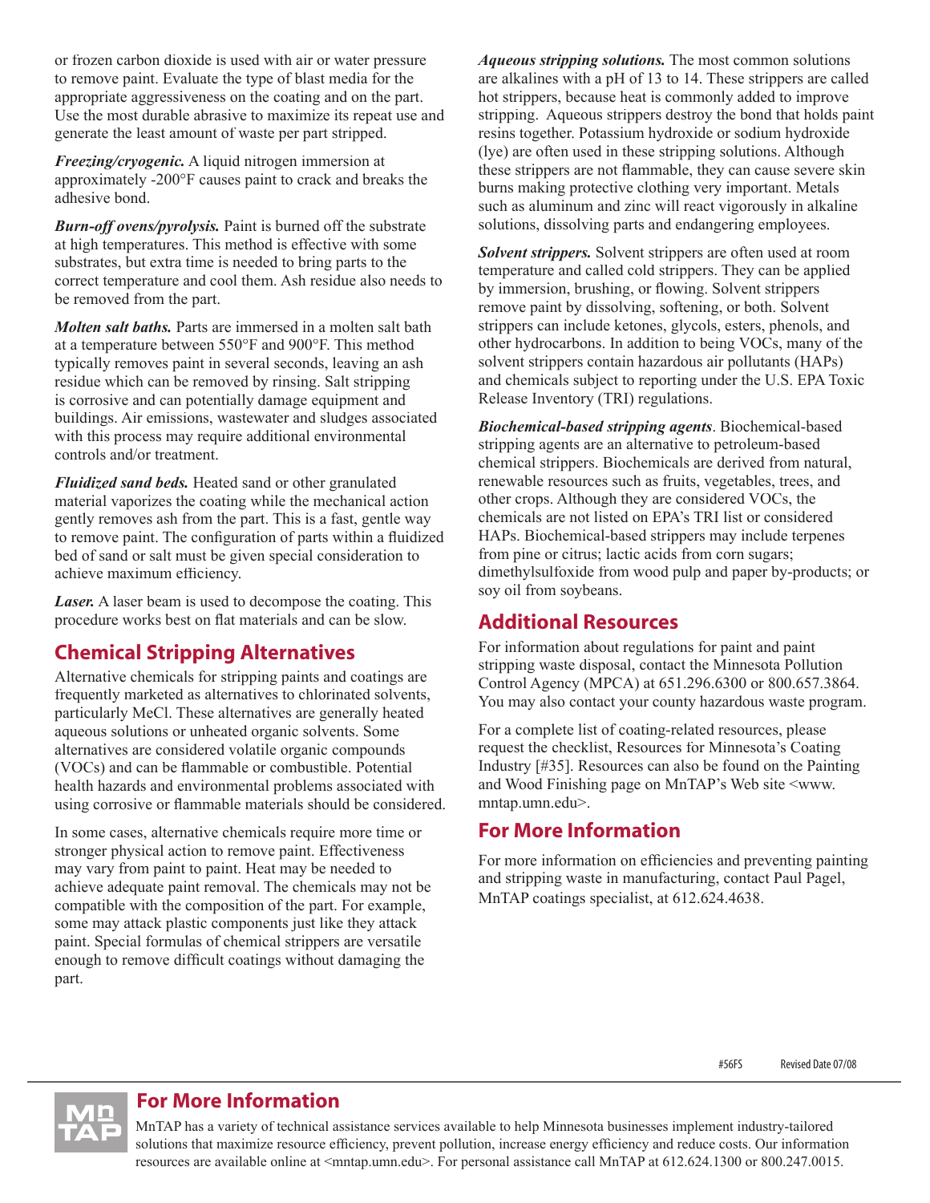or frozen carbon dioxide is used with air or water pressure to remove paint. Evaluate the type of blast media for the appropriate aggressiveness on the coating and on the part. Use the most durable abrasive to maximize its repeat use and generate the least amount of waste per part stripped.

***Freezing/cryogenic.*** A liquid nitrogen immersion at approximately -200°F causes paint to crack and breaks the adhesive bond.

***Burn-off ovens/pyrolysis.*** Paint is burned off the substrate at high temperatures. This method is effective with some substrates, but extra time is needed to bring parts to the correct temperature and cool them. Ash residue also needs to be removed from the part.

***Molten salt baths.*** Parts are immersed in a molten salt bath at a temperature between 550°F and 900°F. This method typically removes paint in several seconds, leaving an ash residue which can be removed by rinsing. Salt stripping is corrosive and can potentially damage equipment and buildings. Air emissions, wastewater and sludges associated with this process may require additional environmental controls and/or treatment.

***Fluidized sand beds.*** Heated sand or other granulated material vaporizes the coating while the mechanical action gently removes ash from the part. This is a fast, gentle way to remove paint. The configuration of parts within a fluidized bed of sand or salt must be given special consideration to achieve maximum efficiency.

***Laser.*** A laser beam is used to decompose the coating. This procedure works best on flat materials and can be slow.

## Chemical Stripping Alternatives

Alternative chemicals for stripping paints and coatings are frequently marketed as alternatives to chlorinated solvents, particularly MeCl. These alternatives are generally heated aqueous solutions or unheated organic solvents. Some alternatives are considered volatile organic compounds (VOCs) and can be flammable or combustible. Potential health hazards and environmental problems associated with using corrosive or flammable materials should be considered.

In some cases, alternative chemicals require more time or stronger physical action to remove paint. Effectiveness may vary from paint to paint. Heat may be needed to achieve adequate paint removal. The chemicals may not be compatible with the composition of the part. For example, some may attack plastic components just like they attack paint. Special formulas of chemical strippers are versatile enough to remove difficult coatings without damaging the part.

***Aqueous stripping solutions.*** The most common solutions are alkalines with a pH of 13 to 14. These strippers are called hot strippers, because heat is commonly added to improve stripping. Aqueous strippers destroy the bond that holds paint resins together. Potassium hydroxide or sodium hydroxide (lye) are often used in these stripping solutions. Although these strippers are not flammable, they can cause severe skin burns making protective clothing very important. Metals such as aluminum and zinc will react vigorously in alkaline solutions, dissolving parts and endangering employees.

***Solvent strippers.*** Solvent strippers are often used at room temperature and called cold strippers. They can be applied by immersion, brushing, or flowing. Solvent strippers remove paint by dissolving, softening, or both. Solvent strippers can include ketones, glycols, esters, phenols, and other hydrocarbons. In addition to being VOCs, many of the solvent strippers contain hazardous air pollutants (HAPs) and chemicals subject to reporting under the U.S. EPA Toxic Release Inventory (TRI) regulations.

***Biochemical-based stripping agents***. Biochemical-based stripping agents are an alternative to petroleum-based chemical strippers. Biochemicals are derived from natural, renewable resources such as fruits, vegetables, trees, and other crops. Although they are considered VOCs, the chemicals are not listed on EPA's TRI list or considered HAPs. Biochemical-based strippers may include terpenes from pine or citrus; lactic acids from corn sugars; dimethylsulfoxide from wood pulp and paper by-products; or soy oil from soybeans.

## Additional Resources

For information about regulations for paint and paint stripping waste disposal, contact the Minnesota Pollution Control Agency (MPCA) at 651.296.6300 or 800.657.3864. You may also contact your county hazardous waste program.

For a complete list of coating-related resources, please request the checklist, Resources for Minnesota's Coating Industry [#35]. Resources can also be found on the Painting and Wood Finishing page on MnTAP's Web site <www.mntap.umn.edu>.

## For More Information

For more information on efficiencies and preventing painting and stripping waste in manufacturing, contact Paul Pagel, MnTAP coatings specialist, at 612.624.4638.

#56FS Revised Date 07/08

## For More Information

MnTAP has a variety of technical assistance services available to help Minnesota businesses implement industry-tailored solutions that maximize resource efficiency, prevent pollution, increase energy efficiency and reduce costs. Our information resources are available online at <mntap.umn.edu>. For personal assistance call MnTAP at 612.624.1300 or 800.247.0015.